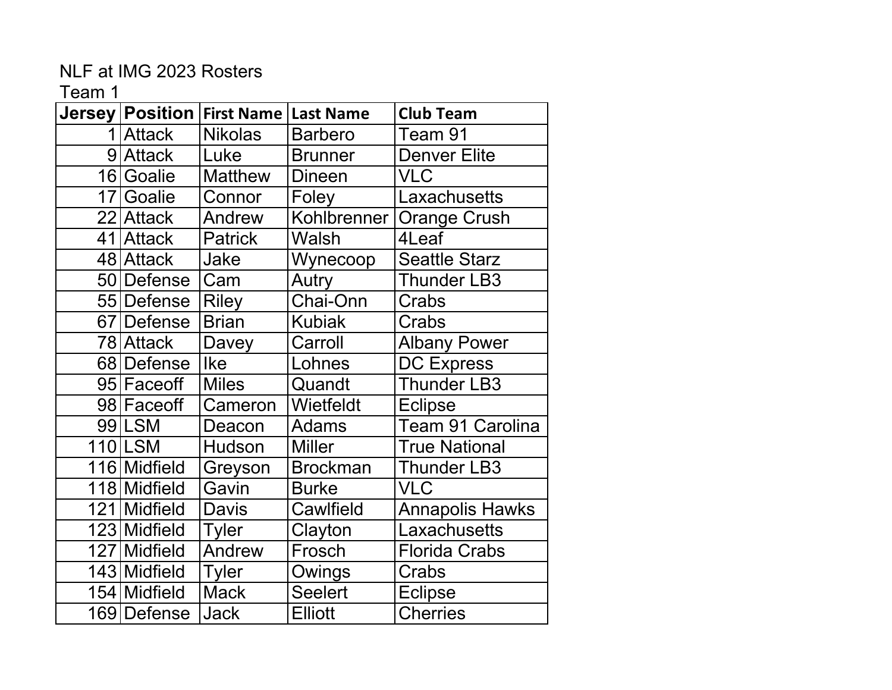NLF at IMG 2023 Rosters

Team 1

| Jersey | Position | First Name | Last Name | Club Team |
|---|---|---|---|---|
| 1 | Attack | Nikolas | Barbero | Team 91 |
| 9 | Attack | Luke | Brunner | Denver Elite |
| 16 | Goalie | Matthew | Dineen | VLC |
| 17 | Goalie | Connor | Foley | Laxachusetts |
| 22 | Attack | Andrew | Kohlbrenner | Orange Crush |
| 41 | Attack | Patrick | Walsh | 4Leaf |
| 48 | Attack | Jake | Wynecoop | Seattle Starz |
| 50 | Defense | Cam | Autry | Thunder LB3 |
| 55 | Defense | Riley | Chai-Onn | Crabs |
| 67 | Defense | Brian | Kubiak | Crabs |
| 78 | Attack | Davey | Carroll | Albany Power |
| 68 | Defense | Ike | Lohnes | DC Express |
| 95 | Faceoff | Miles | Quandt | Thunder LB3 |
| 98 | Faceoff | Cameron | Wietfeldt | Eclipse |
| 99 | LSM | Deacon | Adams | Team 91 Carolina |
| 110 | LSM | Hudson | Miller | True National |
| 116 | Midfield | Greyson | Brockman | Thunder LB3 |
| 118 | Midfield | Gavin | Burke | VLC |
| 121 | Midfield | Davis | Cawlfield | Annapolis Hawks |
| 123 | Midfield | Tyler | Clayton | Laxachusetts |
| 127 | Midfield | Andrew | Frosch | Florida Crabs |
| 143 | Midfield | Tyler | Owings | Crabs |
| 154 | Midfield | Mack | Seelert | Eclipse |
| 169 | Defense | Jack | Elliott | Cherries |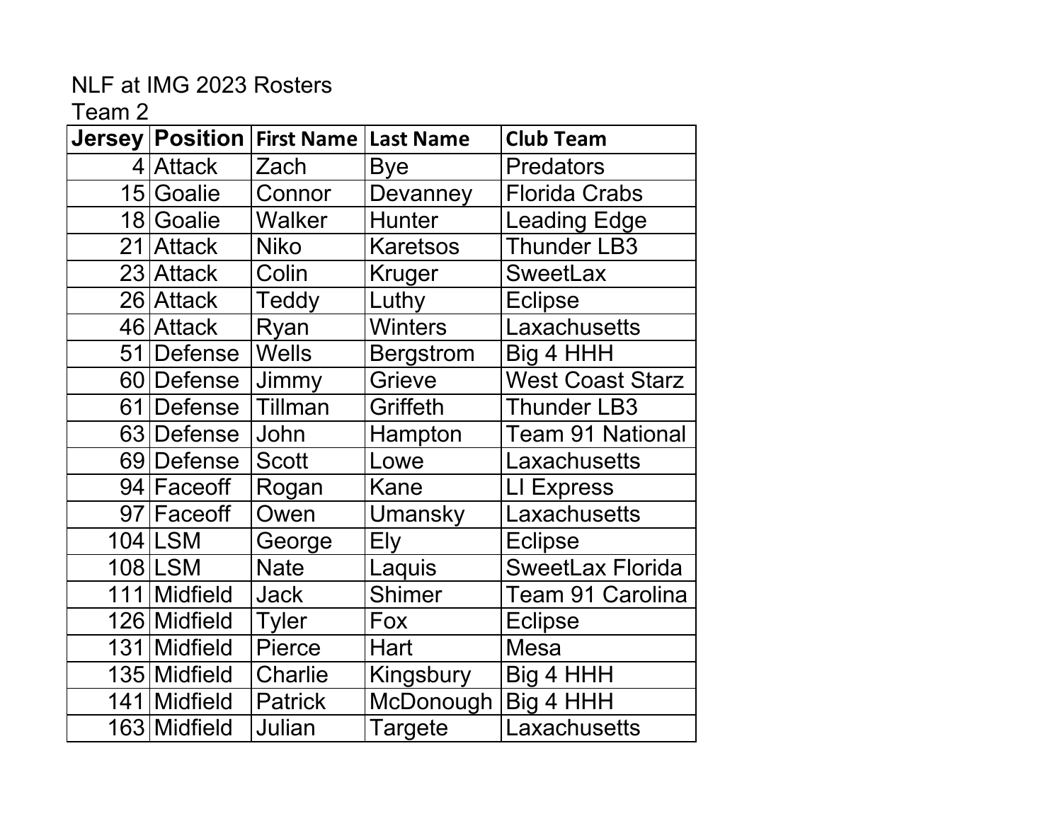NLF at IMG 2023 Rosters

Team 2

| Jersey | Position | First Name | Last Name | Club Team |
|---|---|---|---|---|
| 4 | Attack | Zach | Bye | Predators |
| 15 | Goalie | Connor | Devanney | Florida Crabs |
| 18 | Goalie | Walker | Hunter | Leading Edge |
| 21 | Attack | Niko | Karetsos | Thunder LB3 |
| 23 | Attack | Colin | Kruger | SweetLax |
| 26 | Attack | Teddy | Luthy | Eclipse |
| 46 | Attack | Ryan | Winters | Laxachusetts |
| 51 | Defense | Wells | Bergstrom | Big 4 HHH |
| 60 | Defense | Jimmy | Grieve | West Coast Starz |
| 61 | Defense | Tillman | Griffeth | Thunder LB3 |
| 63 | Defense | John | Hampton | Team 91 National |
| 69 | Defense | Scott | Lowe | Laxachusetts |
| 94 | Faceoff | Rogan | Kane | LI Express |
| 97 | Faceoff | Owen | Umansky | Laxachusetts |
| 104 | LSM | George | Ely | Eclipse |
| 108 | LSM | Nate | Laquis | SweetLax Florida |
| 111 | Midfield | Jack | Shimer | Team 91 Carolina |
| 126 | Midfield | Tyler | Fox | Eclipse |
| 131 | Midfield | Pierce | Hart | Mesa |
| 135 | Midfield | Charlie | Kingsbury | Big 4 HHH |
| 141 | Midfield | Patrick | McDonough | Big 4 HHH |
| 163 | Midfield | Julian | Targete | Laxachusetts |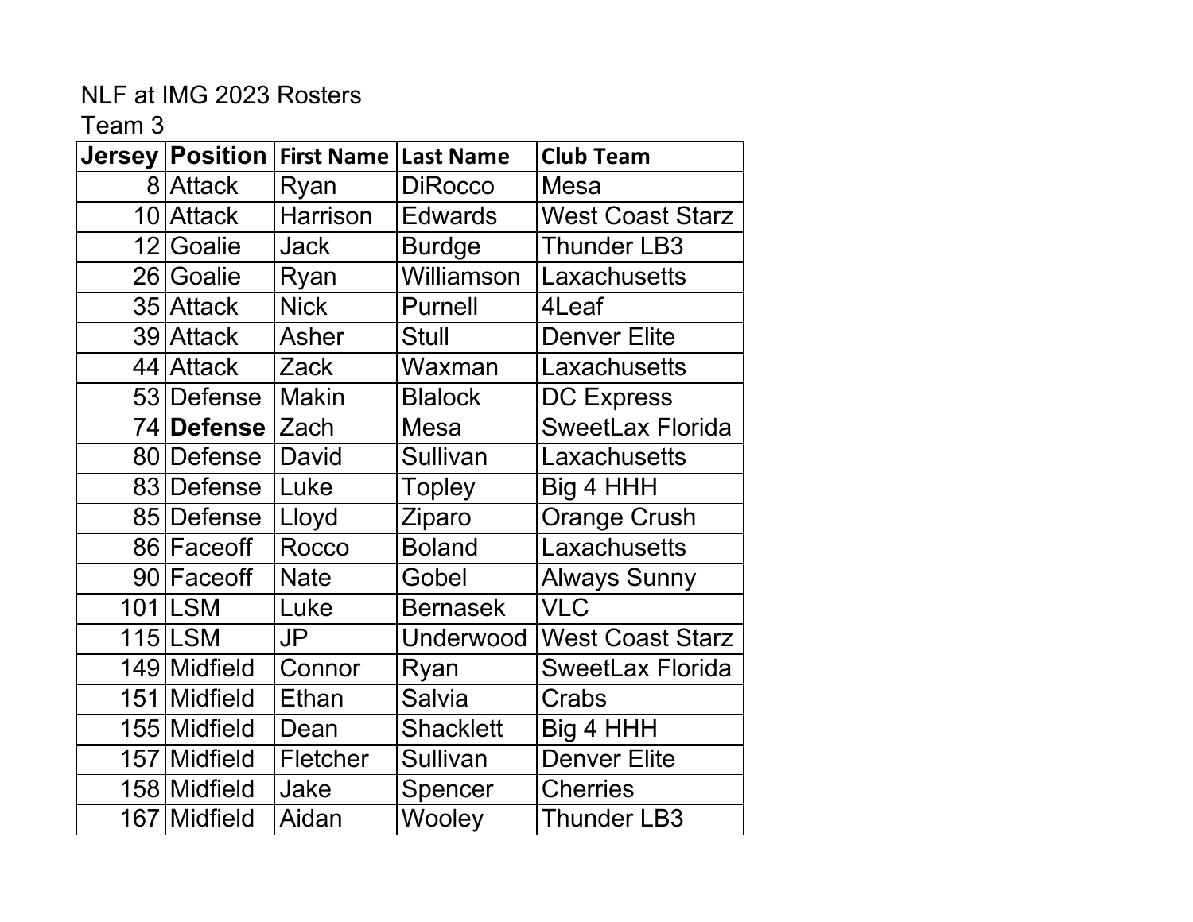NLF at IMG 2023 Rosters

Team 3

| Jersey | Position | First Name | Last Name | Club Team |
|---|---|---|---|---|
| 8 | Attack | Ryan | DiRocco | Mesa |
| 10 | Attack | Harrison | Edwards | West Coast Starz |
| 12 | Goalie | Jack | Burdge | Thunder LB3 |
| 26 | Goalie | Ryan | Williamson | Laxachusetts |
| 35 | Attack | Nick | Purnell | 4Leaf |
| 39 | Attack | Asher | Stull | Denver Elite |
| 44 | Attack | Zack | Waxman | Laxachusetts |
| 53 | Defense | Makin | Blalock | DC Express |
| 74 | **Defense** | Zach | Mesa | SweetLax Florida |
| 80 | Defense | David | Sullivan | Laxachusetts |
| 83 | Defense | Luke | Topley | Big 4 HHH |
| 85 | Defense | Lloyd | Ziparo | Orange Crush |
| 86 | Faceoff | Rocco | Boland | Laxachusetts |
| 90 | Faceoff | Nate | Gobel | Always Sunny |
| 101 | LSM | Luke | Bernasek | VLC |
| 115 | LSM | JP | Underwood | West Coast Starz |
| 149 | Midfield | Connor | Ryan | SweetLax Florida |
| 151 | Midfield | Ethan | Salvia | Crabs |
| 155 | Midfield | Dean | Shacklett | Big 4 HHH |
| 157 | Midfield | Fletcher | Sullivan | Denver Elite |
| 158 | Midfield | Jake | Spencer | Cherries |
| 167 | Midfield | Aidan | Wooley | Thunder LB3 |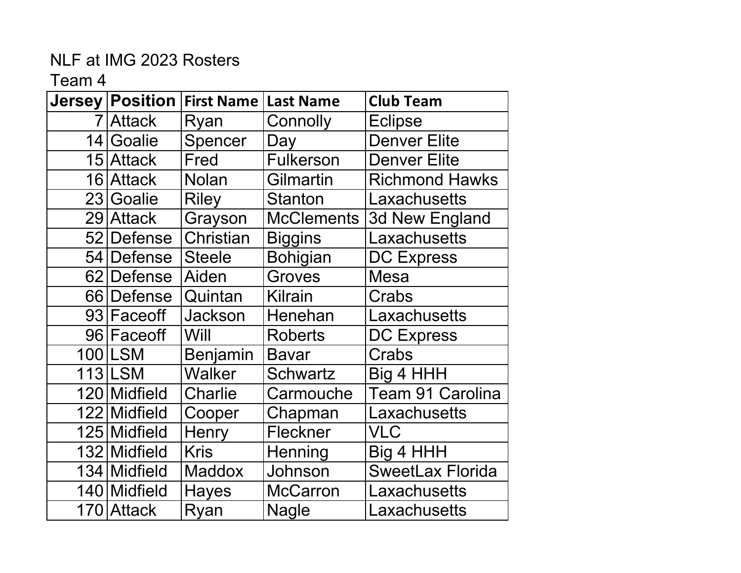NLF at IMG 2023 Rosters

Team 4

| Jersey | Position | First Name | Last Name | Club Team |
|---|---|---|---|---|
| 7 | Attack | Ryan | Connolly | Eclipse |
| 14 | Goalie | Spencer | Day | Denver Elite |
| 15 | Attack | Fred | Fulkerson | Denver Elite |
| 16 | Attack | Nolan | Gilmartin | Richmond Hawks |
| 23 | Goalie | Riley | Stanton | Laxachusetts |
| 29 | Attack | Grayson | McClements | 3d New England |
| 52 | Defense | Christian | Biggins | Laxachusetts |
| 54 | Defense | Steele | Bohigian | DC Express |
| 62 | Defense | Aiden | Groves | Mesa |
| 66 | Defense | Quintan | Kilrain | Crabs |
| 93 | Faceoff | Jackson | Henehan | Laxachusetts |
| 96 | Faceoff | Will | Roberts | DC Express |
| 100 | LSM | Benjamin | Bavar | Crabs |
| 113 | LSM | Walker | Schwartz | Big 4 HHH |
| 120 | Midfield | Charlie | Carmouche | Team 91 Carolina |
| 122 | Midfield | Cooper | Chapman | Laxachusetts |
| 125 | Midfield | Henry | Fleckner | VLC |
| 132 | Midfield | Kris | Henning | Big 4 HHH |
| 134 | Midfield | Maddox | Johnson | SweetLax Florida |
| 140 | Midfield | Hayes | McCarron | Laxachusetts |
| 170 | Attack | Ryan | Nagle | Laxachusetts |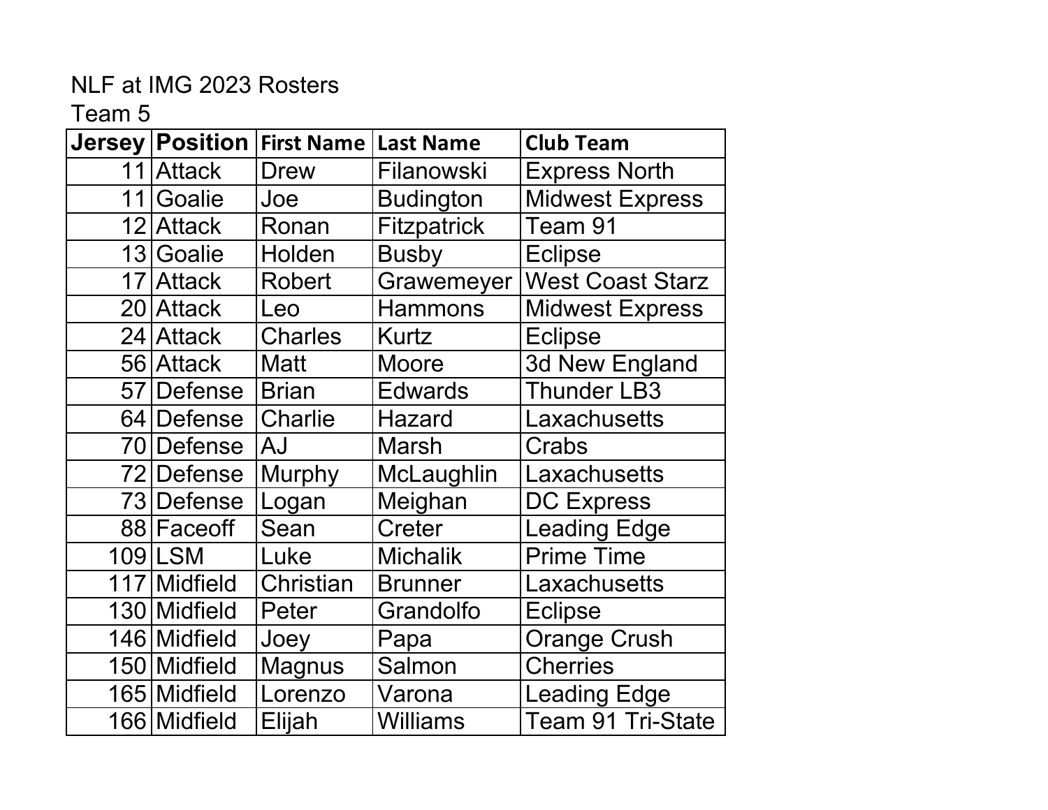NLF at IMG 2023 Rosters

Team 5

| Jersey | Position | First Name | Last Name | Club Team |
|---|---|---|---|---|
| 11 | Attack | Drew | Filanowski | Express North |
| 11 | Goalie | Joe | Budington | Midwest Express |
| 12 | Attack | Ronan | Fitzpatrick | Team 91 |
| 13 | Goalie | Holden | Busby | Eclipse |
| 17 | Attack | Robert | Grawemeyer | West Coast Starz |
| 20 | Attack | Leo | Hammons | Midwest Express |
| 24 | Attack | Charles | Kurtz | Eclipse |
| 56 | Attack | Matt | Moore | 3d New England |
| 57 | Defense | Brian | Edwards | Thunder LB3 |
| 64 | Defense | Charlie | Hazard | Laxachusetts |
| 70 | Defense | AJ | Marsh | Crabs |
| 72 | Defense | Murphy | McLaughlin | Laxachusetts |
| 73 | Defense | Logan | Meighan | DC Express |
| 88 | Faceoff | Sean | Creter | Leading Edge |
| 109 | LSM | Luke | Michalik | Prime Time |
| 117 | Midfield | Christian | Brunner | Laxachusetts |
| 130 | Midfield | Peter | Grandolfo | Eclipse |
| 146 | Midfield | Joey | Papa | Orange Crush |
| 150 | Midfield | Magnus | Salmon | Cherries |
| 165 | Midfield | Lorenzo | Varona | Leading Edge |
| 166 | Midfield | Elijah | Williams | Team 91 Tri-State |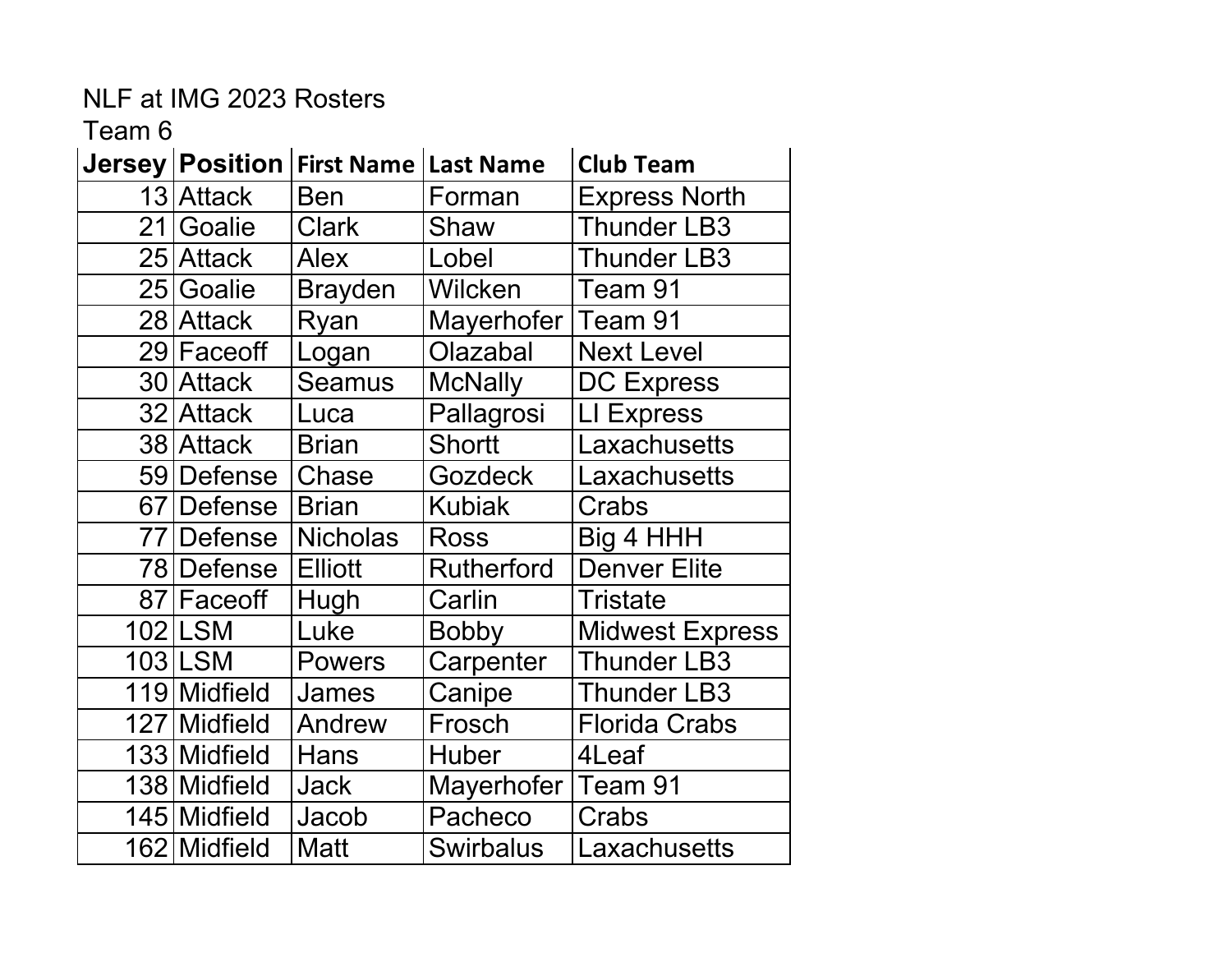NLF at IMG 2023 Rosters

Team 6

| Jersey | Position | First Name | Last Name | Club Team |
| --- | --- | --- | --- | --- |
| 13 | Attack | Ben | Forman | Express North |
| 21 | Goalie | Clark | Shaw | Thunder LB3 |
| 25 | Attack | Alex | Lobel | Thunder LB3 |
| 25 | Goalie | Brayden | Wilcken | Team 91 |
| 28 | Attack | Ryan | Mayerhofer | Team 91 |
| 29 | Faceoff | Logan | Olazabal | Next Level |
| 30 | Attack | Seamus | McNally | DC Express |
| 32 | Attack | Luca | Pallagrosi | LI Express |
| 38 | Attack | Brian | Shortt | Laxachusetts |
| 59 | Defense | Chase | Gozdeck | Laxachusetts |
| 67 | Defense | Brian | Kubiak | Crabs |
| 77 | Defense | Nicholas | Ross | Big 4 HHH |
| 78 | Defense | Elliott | Rutherford | Denver Elite |
| 87 | Faceoff | Hugh | Carlin | Tristate |
| 102 | LSM | Luke | Bobby | Midwest Express |
| 103 | LSM | Powers | Carpenter | Thunder LB3 |
| 119 | Midfield | James | Canipe | Thunder LB3 |
| 127 | Midfield | Andrew | Frosch | Florida Crabs |
| 133 | Midfield | Hans | Huber | 4Leaf |
| 138 | Midfield | Jack | Mayerhofer | Team 91 |
| 145 | Midfield | Jacob | Pacheco | Crabs |
| 162 | Midfield | Matt | Swirbalus | Laxachusetts |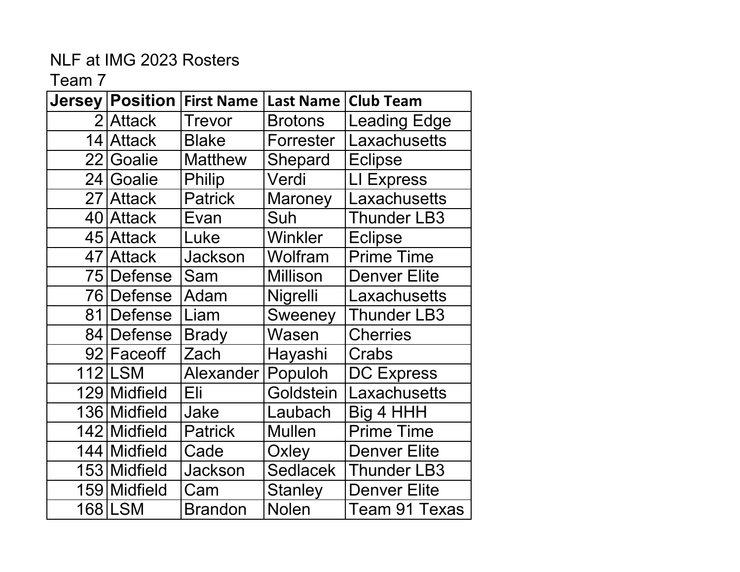NLF at IMG 2023 Rosters

Team 7

| Jersey | Position | First Name | Last Name | Club Team |
|---|---|---|---|---|
| 2 | Attack | Trevor | Brotons | Leading Edge |
| 14 | Attack | Blake | Forrester | Laxachusetts |
| 22 | Goalie | Matthew | Shepard | Eclipse |
| 24 | Goalie | Philip | Verdi | LI Express |
| 27 | Attack | Patrick | Maroney | Laxachusetts |
| 40 | Attack | Evan | Suh | Thunder LB3 |
| 45 | Attack | Luke | Winkler | Eclipse |
| 47 | Attack | Jackson | Wolfram | Prime Time |
| 75 | Defense | Sam | Millison | Denver Elite |
| 76 | Defense | Adam | Nigrelli | Laxachusetts |
| 81 | Defense | Liam | Sweeney | Thunder LB3 |
| 84 | Defense | Brady | Wasen | Cherries |
| 92 | Faceoff | Zach | Hayashi | Crabs |
| 112 | LSM | Alexander | Populoh | DC Express |
| 129 | Midfield | Eli | Goldstein | Laxachusetts |
| 136 | Midfield | Jake | Laubach | Big 4 HHH |
| 142 | Midfield | Patrick | Mullen | Prime Time |
| 144 | Midfield | Cade | Oxley | Denver Elite |
| 153 | Midfield | Jackson | Sedlacek | Thunder LB3 |
| 159 | Midfield | Cam | Stanley | Denver Elite |
| 168 | LSM | Brandon | Nolen | Team 91 Texas |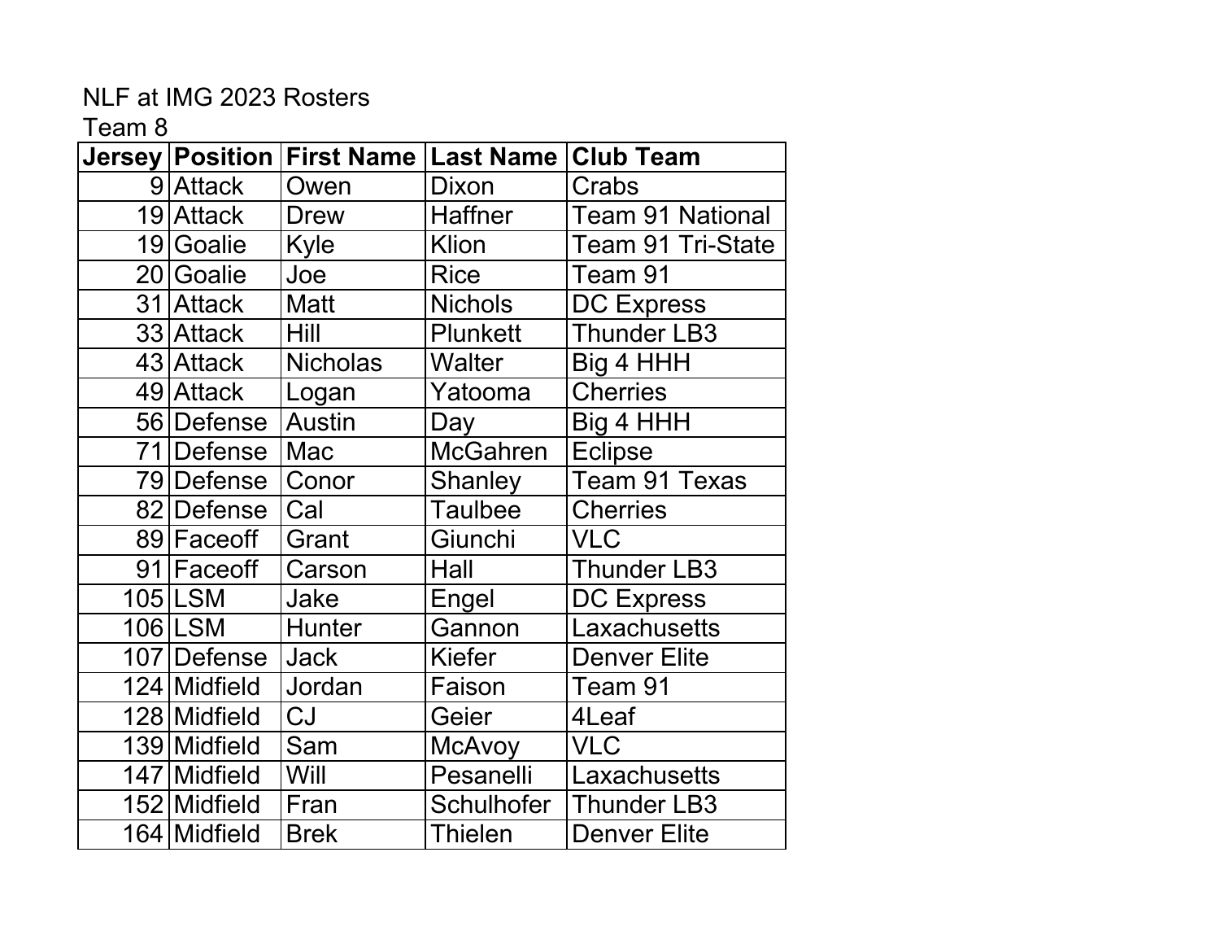NLF at IMG 2023 Rosters

Team 8

| Jersey | Position | First Name | Last Name | Club Team |
|---|---|---|---|---|
| 9 | Attack | Owen | Dixon | Crabs |
| 19 | Attack | Drew | Haffner | Team 91 National |
| 19 | Goalie | Kyle | Klion | Team 91 Tri-State |
| 20 | Goalie | Joe | Rice | Team 91 |
| 31 | Attack | Matt | Nichols | DC Express |
| 33 | Attack | Hill | Plunkett | Thunder LB3 |
| 43 | Attack | Nicholas | Walter | Big 4 HHH |
| 49 | Attack | Logan | Yatooma | Cherries |
| 56 | Defense | Austin | Day | Big 4 HHH |
| 71 | Defense | Mac | McGahren | Eclipse |
| 79 | Defense | Conor | Shanley | Team 91 Texas |
| 82 | Defense | Cal | Taulbee | Cherries |
| 89 | Faceoff | Grant | Giunchi | VLC |
| 91 | Faceoff | Carson | Hall | Thunder LB3 |
| 105 | LSM | Jake | Engel | DC Express |
| 106 | LSM | Hunter | Gannon | Laxachusetts |
| 107 | Defense | Jack | Kiefer | Denver Elite |
| 124 | Midfield | Jordan | Faison | Team 91 |
| 128 | Midfield | CJ | Geier | 4Leaf |
| 139 | Midfield | Sam | McAvoy | VLC |
| 147 | Midfield | Will | Pesanelli | Laxachusetts |
| 152 | Midfield | Fran | Schulhofer | Thunder LB3 |
| 164 | Midfield | Brek | Thielen | Denver Elite |